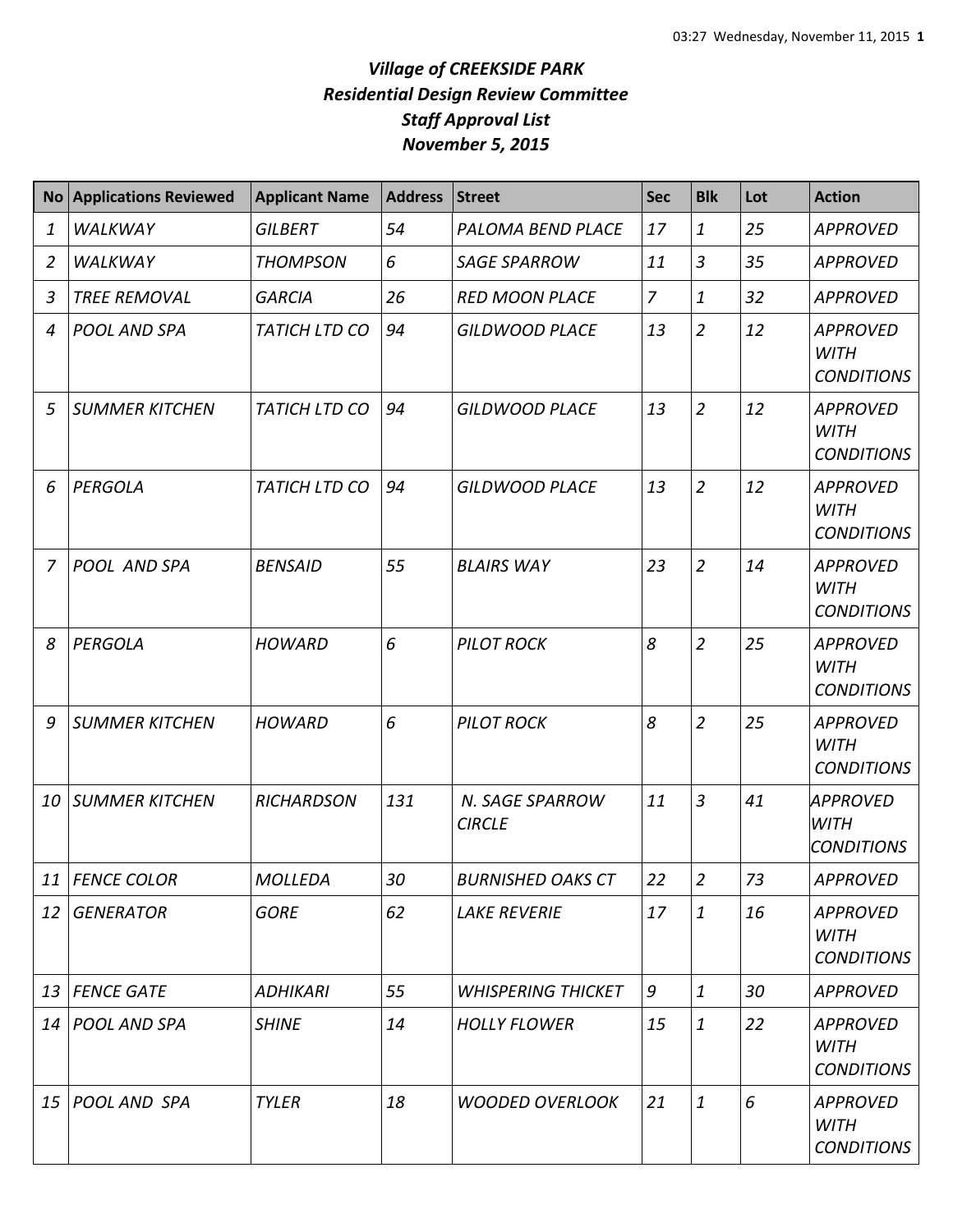# *Village of CREEKSIDE PARK*
## *Residential Design Review Committee*
## *Staff Approval List*
## *November 5, 2015*

| No | Applications Reviewed | Applicant Name | Address | Street | Sec | Blk | Lot | Action |
|---|---|---|---|---|---|---|---|---|
| *1* | *WALKWAY* | *GILBERT* | *54* | *PALOMA BEND PLACE* | *17* | *1* | *25* | *APPROVED* |
| *2* | *WALKWAY* | *THOMPSON* | *6* | *SAGE SPARROW* | *11* | *3* | *35* | *APPROVED* |
| *3* | *TREE REMOVAL* | *GARCIA* | *26* | *RED MOON PLACE* | *7* | *1* | *32* | *APPROVED* |
| *4* | *POOL AND SPA* | *TATICH LTD CO* | *94* | *GILDWOOD PLACE* | *13* | *2* | *12* | *APPROVED WITH CONDITIONS* |
| *5* | *SUMMER KITCHEN* | *TATICH LTD CO* | *94* | *GILDWOOD PLACE* | *13* | *2* | *12* | *APPROVED WITH CONDITIONS* |
| *6* | *PERGOLA* | *TATICH LTD CO* | *94* | *GILDWOOD PLACE* | *13* | *2* | *12* | *APPROVED WITH CONDITIONS* |
| *7* | *POOL AND SPA* | *BENSAID* | *55* | *BLAIRS WAY* | *23* | *2* | *14* | *APPROVED WITH CONDITIONS* |
| *8* | *PERGOLA* | *HOWARD* | *6* | *PILOT ROCK* | *8* | *2* | *25* | *APPROVED WITH CONDITIONS* |
| *9* | *SUMMER KITCHEN* | *HOWARD* | *6* | *PILOT ROCK* | *8* | *2* | *25* | *APPROVED WITH CONDITIONS* |
| *10* | *SUMMER KITCHEN* | *RICHARDSON* | *131* | *N. SAGE SPARROW CIRCLE* | *11* | *3* | *41* | *APPROVED WITH CONDITIONS* |
| *11* | *FENCE COLOR* | *MOLLEDA* | *30* | *BURNISHED OAKS CT* | *22* | *2* | *73* | *APPROVED* |
| *12* | *GENERATOR* | *GORE* | *62* | *LAKE REVERIE* | *17* | *1* | *16* | *APPROVED WITH CONDITIONS* |
| *13* | *FENCE GATE* | *ADHIKARI* | *55* | *WHISPERING THICKET* | *9* | *1* | *30* | *APPROVED* |
| *14* | *POOL AND SPA* | *SHINE* | *14* | *HOLLY FLOWER* | *15* | *1* | *22* | *APPROVED WITH CONDITIONS* |
| *15* | *POOL AND SPA* | *TYLER* | *18* | *WOODED OVERLOOK* | *21* | *1* | *6* | *APPROVED WITH CONDITIONS* |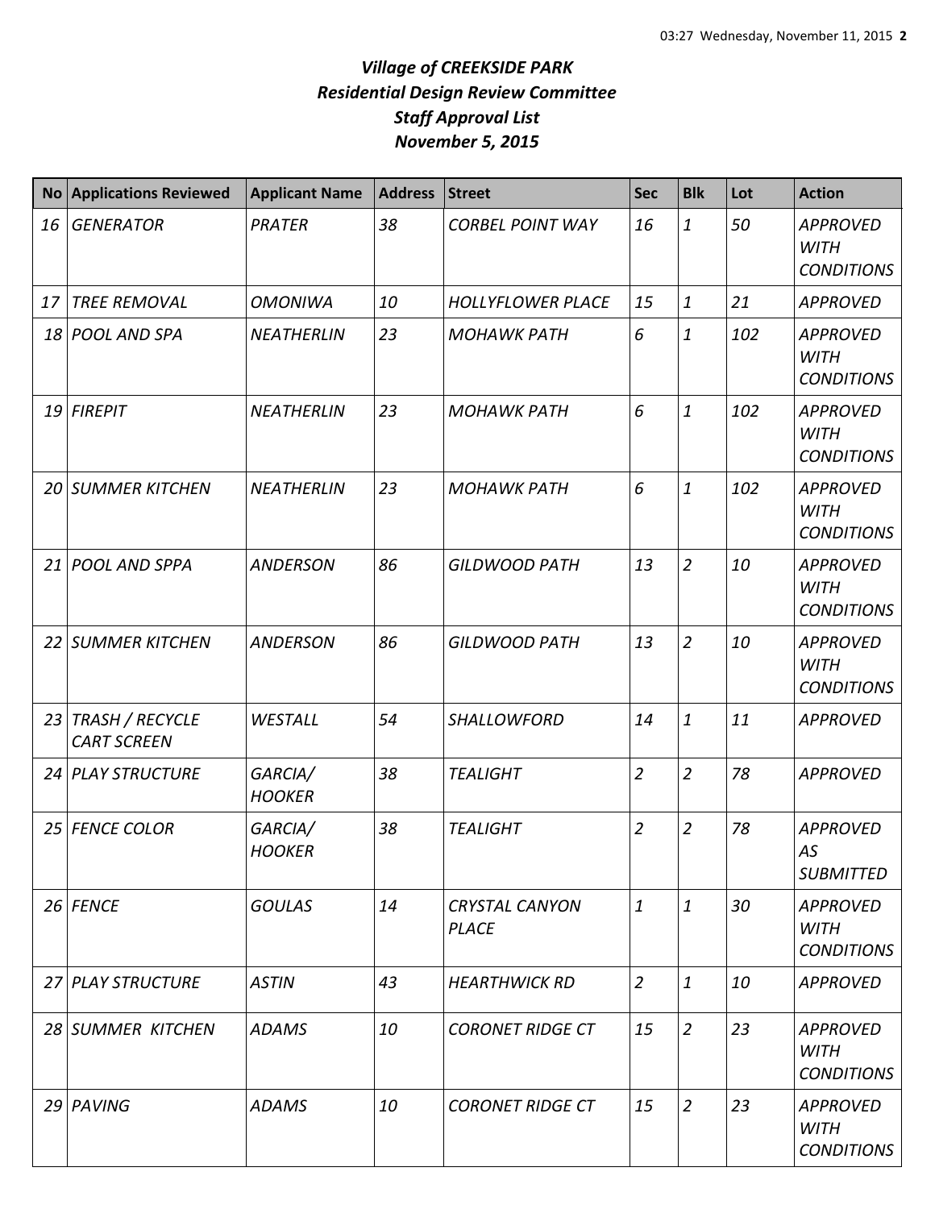***Village of CREEKSIDE PARK***
***Residential Design Review Committee***
***Staff Approval List***
***November 5, 2015***

| No | Applications Reviewed | Applicant Name | Address | Street | Sec | Blk | Lot | Action |
|---|---|---|---|---|---|---|---|---|
| *16* | *GENERATOR* | *PRATER* | *38* | *CORBEL POINT WAY* | *16* | *1* | *50* | *APPROVED WITH CONDITIONS* |
| *17* | *TREE REMOVAL* | *OMONIWA* | *10* | *HOLLYFLOWER PLACE* | *15* | *1* | *21* | *APPROVED* |
| *18* | *POOL AND SPA* | *NEATHERLIN* | *23* | *MOHAWK PATH* | *6* | *1* | *102* | *APPROVED WITH CONDITIONS* |
| *19* | *FIREPIT* | *NEATHERLIN* | *23* | *MOHAWK PATH* | *6* | *1* | *102* | *APPROVED WITH CONDITIONS* |
| *20* | *SUMMER KITCHEN* | *NEATHERLIN* | *23* | *MOHAWK PATH* | *6* | *1* | *102* | *APPROVED WITH CONDITIONS* |
| *21* | *POOL AND SPPA* | *ANDERSON* | *86* | *GILDWOOD PATH* | *13* | *2* | *10* | *APPROVED WITH CONDITIONS* |
| *22* | *SUMMER KITCHEN* | *ANDERSON* | *86* | *GILDWOOD PATH* | *13* | *2* | *10* | *APPROVED WITH CONDITIONS* |
| *23* | *TRASH / RECYCLE CART SCREEN* | *WESTALL* | *54* | *SHALLOWFORD* | *14* | *1* | *11* | *APPROVED* |
| *24* | *PLAY STRUCTURE* | *GARCIA/ HOOKER* | *38* | *TEALIGHT* | *2* | *2* | *78* | *APPROVED* |
| *25* | *FENCE COLOR* | *GARCIA/ HOOKER* | *38* | *TEALIGHT* | *2* | *2* | *78* | *APPROVED AS SUBMITTED* |
| *26* | *FENCE* | *GOULAS* | *14* | *CRYSTAL CANYON PLACE* | *1* | *1* | *30* | *APPROVED WITH CONDITIONS* |
| *27* | *PLAY STRUCTURE* | *ASTIN* | *43* | *HEARTHWICK RD* | *2* | *1* | *10* | *APPROVED* |
| *28* | *SUMMER KITCHEN* | *ADAMS* | *10* | *CORONET RIDGE CT* | *15* | *2* | *23* | *APPROVED WITH CONDITIONS* |
| *29* | *PAVING* | *ADAMS* | *10* | *CORONET RIDGE CT* | *15* | *2* | *23* | *APPROVED WITH CONDITIONS* |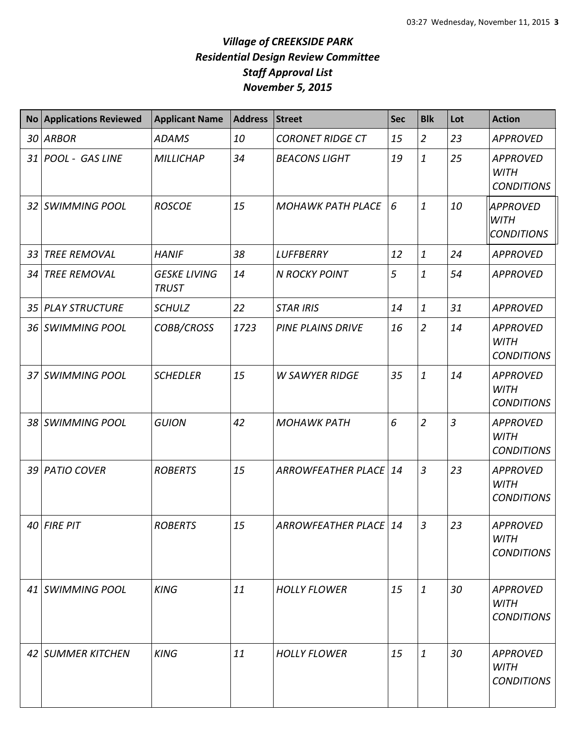# *Village of CREEKSIDE PARK*
## *Residential Design Review Committee*
## *Staff Approval List*
## *November 5, 2015*

| No | Applications Reviewed | Applicant Name | Address | Street | Sec | Blk | Lot | Action |
|---|---|---|---|---|---|---|---|---|
| 30 | ARBOR | ADAMS | 10 | CORONET RIDGE CT | 15 | 2 | 23 | APPROVED |
| 31 | POOL - GAS LINE | MILLICHAP | 34 | BEACONS LIGHT | 19 | 1 | 25 | APPROVED WITH CONDITIONS |
| 32 | SWIMMING POOL | ROSCOE | 15 | MOHAWK PATH PLACE | 6 | 1 | 10 | APPROVED WITH CONDITIONS |
| 33 | TREE REMOVAL | HANIF | 38 | LUFFBERRY | 12 | 1 | 24 | APPROVED |
| 34 | TREE REMOVAL | GESKE LIVING TRUST | 14 | N ROCKY POINT | 5 | 1 | 54 | APPROVED |
| 35 | PLAY STRUCTURE | SCHULZ | 22 | STAR IRIS | 14 | 1 | 31 | APPROVED |
| 36 | SWIMMING POOL | COBB/CROSS | 1723 | PINE PLAINS DRIVE | 16 | 2 | 14 | APPROVED WITH CONDITIONS |
| 37 | SWIMMING POOL | SCHEDLER | 15 | W SAWYER RIDGE | 35 | 1 | 14 | APPROVED WITH CONDITIONS |
| 38 | SWIMMING POOL | GUION | 42 | MOHAWK PATH | 6 | 2 | 3 | APPROVED WITH CONDITIONS |
| 39 | PATIO COVER | ROBERTS | 15 | ARROWFEATHER PLACE | 14 | 3 | 23 | APPROVED WITH CONDITIONS |
| 40 | FIRE PIT | ROBERTS | 15 | ARROWFEATHER PLACE | 14 | 3 | 23 | APPROVED WITH CONDITIONS |
| 41 | SWIMMING POOL | KING | 11 | HOLLY FLOWER | 15 | 1 | 30 | APPROVED WITH CONDITIONS |
| 42 | SUMMER KITCHEN | KING | 11 | HOLLY FLOWER | 15 | 1 | 30 | APPROVED WITH CONDITIONS |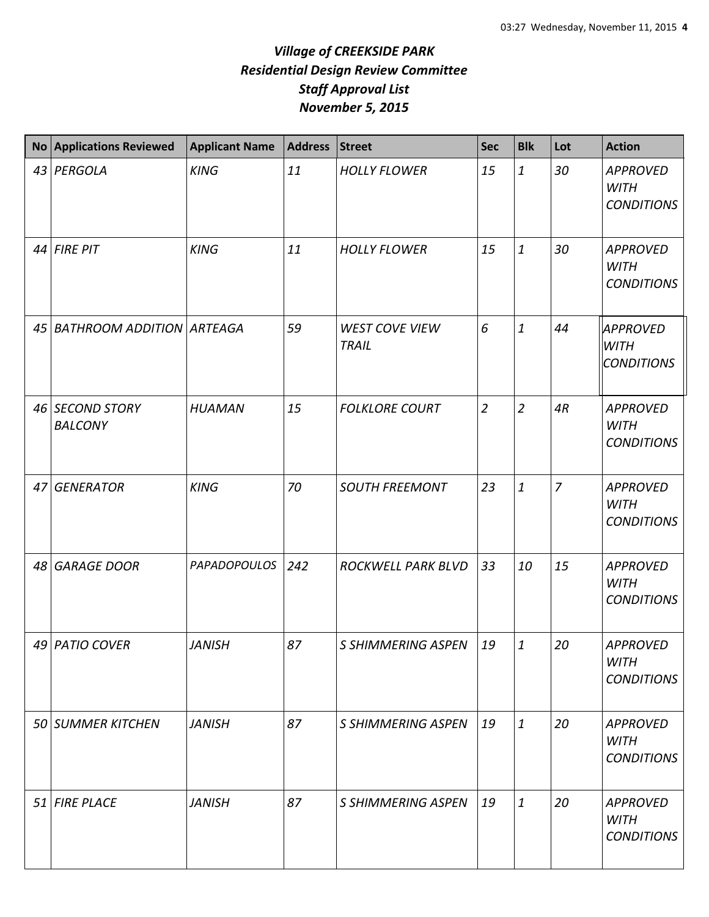# *Village of CREEKSIDE PARK*
## *Residential Design Review Committee*
## *Staff Approval List*
## *November 5, 2015*

| No | Applications Reviewed | Applicant Name | Address | Street | Sec | Blk | Lot | Action |
|---|---|---|---|---|---|---|---|---|
| *43* | *PERGOLA* | *KING* | *11* | *HOLLY FLOWER* | *15* | *1* | *30* | *APPROVED WITH CONDITIONS* |
| *44* | *FIRE PIT* | *KING* | *11* | *HOLLY FLOWER* | *15* | *1* | *30* | *APPROVED WITH CONDITIONS* |
| *45* | *BATHROOM ADDITION* | *ARTEAGA* | *59* | *WEST COVE VIEW TRAIL* | *6* | *1* | *44* | *APPROVED WITH CONDITIONS* |
| *46* | *SECOND STORY BALCONY* | *HUAMAN* | *15* | *FOLKLORE COURT* | *2* | *2* | *4R* | *APPROVED WITH CONDITIONS* |
| *47* | *GENERATOR* | *KING* | *70* | *SOUTH FREEMONT* | *23* | *1* | *7* | *APPROVED WITH CONDITIONS* |
| *48* | *GARAGE DOOR* | *PAPADOPOULOS* | *242* | *ROCKWELL PARK BLVD* | *33* | *10* | *15* | *APPROVED WITH CONDITIONS* |
| *49* | *PATIO COVER* | *JANISH* | *87* | *S SHIMMERING ASPEN* | *19* | *1* | *20* | *APPROVED WITH CONDITIONS* |
| *50* | *SUMMER KITCHEN* | *JANISH* | *87* | *S SHIMMERING ASPEN* | *19* | *1* | *20* | *APPROVED WITH CONDITIONS* |
| *51* | *FIRE PLACE* | *JANISH* | *87* | *S SHIMMERING ASPEN* | *19* | *1* | *20* | *APPROVED WITH CONDITIONS* |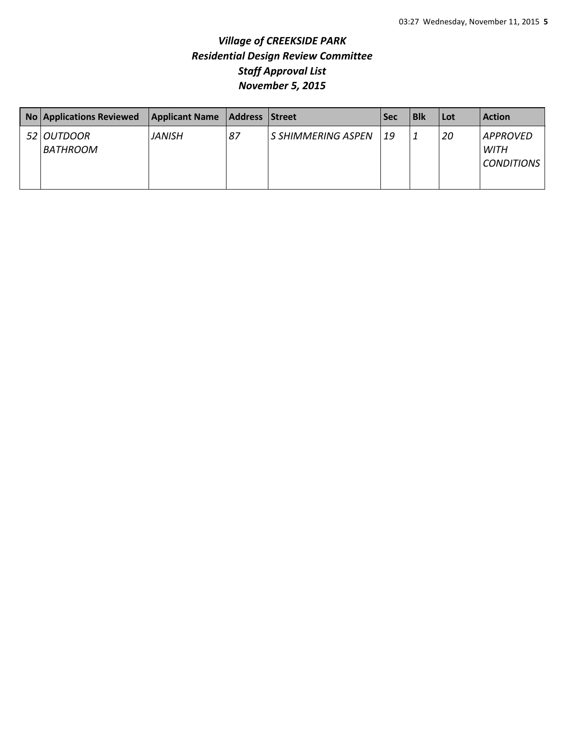# *Village of CREEKSIDE PARK*
## *Residential Design Review Committee*
## *Staff Approval List*
## *November 5, 2015*

| No | Applications Reviewed | Applicant Name | Address | Street | Sec | Blk | Lot | Action |
|---|---|---|---|---|---|---|---|---|
| *52* | *OUTDOOR BATHROOM* | *JANISH* | *87* | *S SHIMMERING ASPEN* | *19* | *1* | *20* | *APPROVED WITH CONDITIONS* |